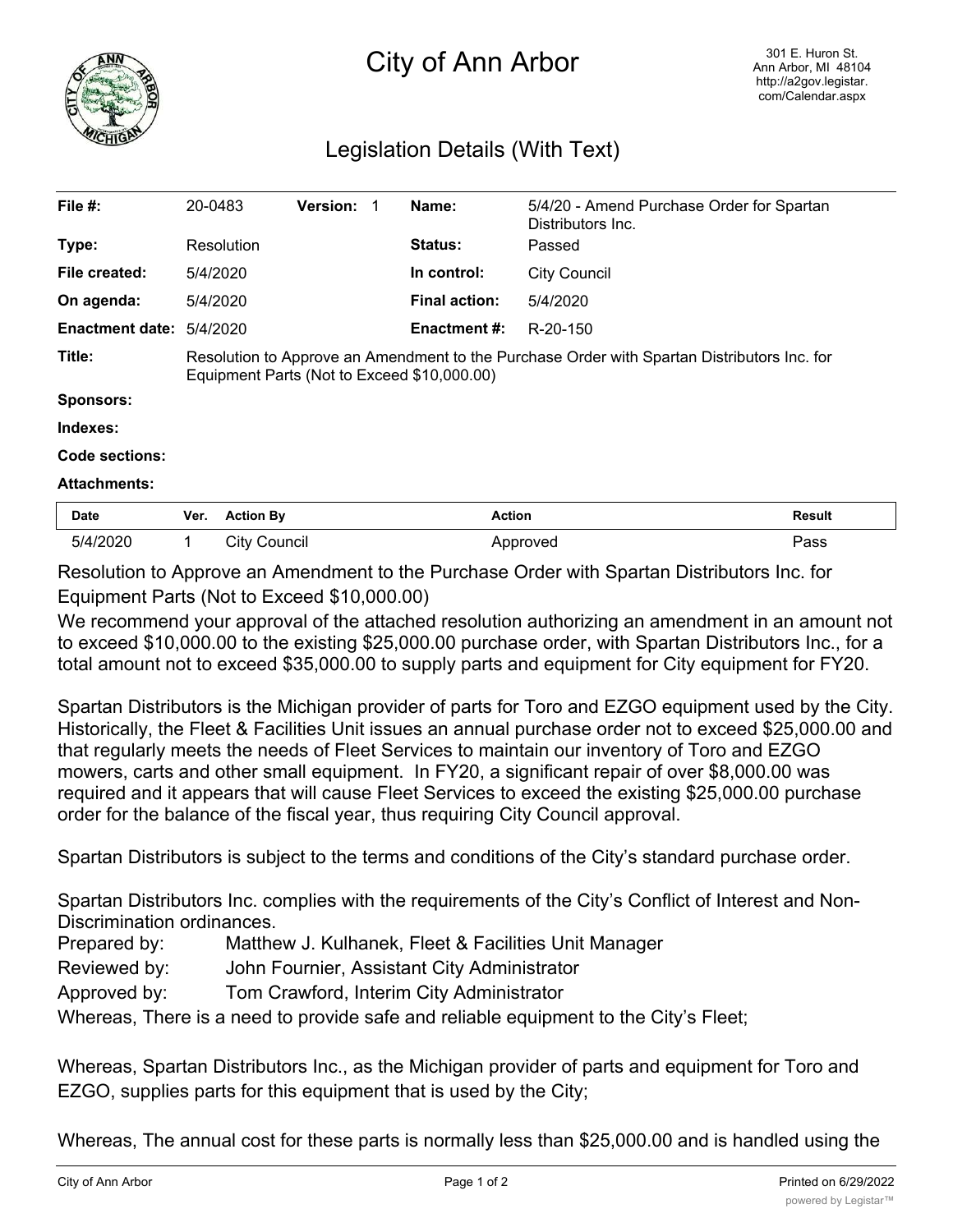# City of Ann Arbor

301 E. Huron St.
Ann Arbor, MI 48104
http://a2gov.legistar.com/Calendar.aspx

## Legislation Details (With Text)

| | | | | | |
|---|---|---|---|---|---|
| **File #:** | 20-0483 | **Version:** | 1 | **Name:** | 5/4/20 - Amend Purchase Order for Spartan Distributors Inc. |
| **Type:** | Resolution | | | **Status:** | Passed |
| **File created:** | 5/4/2020 | | | **In control:** | City Council |
| **On agenda:** | 5/4/2020 | | | **Final action:** | 5/4/2020 |
| **Enactment date:** | 5/4/2020 | | | **Enactment #:** | R-20-150 |

**Title:** Resolution to Approve an Amendment to the Purchase Order with Spartan Distributors Inc. for Equipment Parts (Not to Exceed $10,000.00)

**Sponsors:**

**Indexes:**

**Code sections:**

**Attachments:**

| Date | Ver. | Action By | Action | Result |
|---|---|---|---|---|
| 5/4/2020 | 1 | City Council | Approved | Pass |

Resolution to Approve an Amendment to the Purchase Order with Spartan Distributors Inc. for Equipment Parts (Not to Exceed $10,000.00)

We recommend your approval of the attached resolution authorizing an amendment in an amount not to exceed $10,000.00 to the existing $25,000.00 purchase order, with Spartan Distributors Inc., for a total amount not to exceed $35,000.00 to supply parts and equipment for City equipment for FY20.

Spartan Distributors is the Michigan provider of parts for Toro and EZGO equipment used by the City. Historically, the Fleet & Facilities Unit issues an annual purchase order not to exceed $25,000.00 and that regularly meets the needs of Fleet Services to maintain our inventory of Toro and EZGO mowers, carts and other small equipment. In FY20, a significant repair of over $8,000.00 was required and it appears that will cause Fleet Services to exceed the existing $25,000.00 purchase order for the balance of the fiscal year, thus requiring City Council approval.

Spartan Distributors is subject to the terms and conditions of the City's standard purchase order.

Spartan Distributors Inc. complies with the requirements of the City's Conflict of Interest and Non-Discrimination ordinances.

Prepared by: Matthew J. Kulhanek, Fleet & Facilities Unit Manager
Reviewed by: John Fournier, Assistant City Administrator
Approved by: Tom Crawford, Interim City Administrator

Whereas, There is a need to provide safe and reliable equipment to the City's Fleet;

Whereas, Spartan Distributors Inc., as the Michigan provider of parts and equipment for Toro and EZGO, supplies parts for this equipment that is used by the City;

Whereas, The annual cost for these parts is normally less than $25,000.00 and is handled using the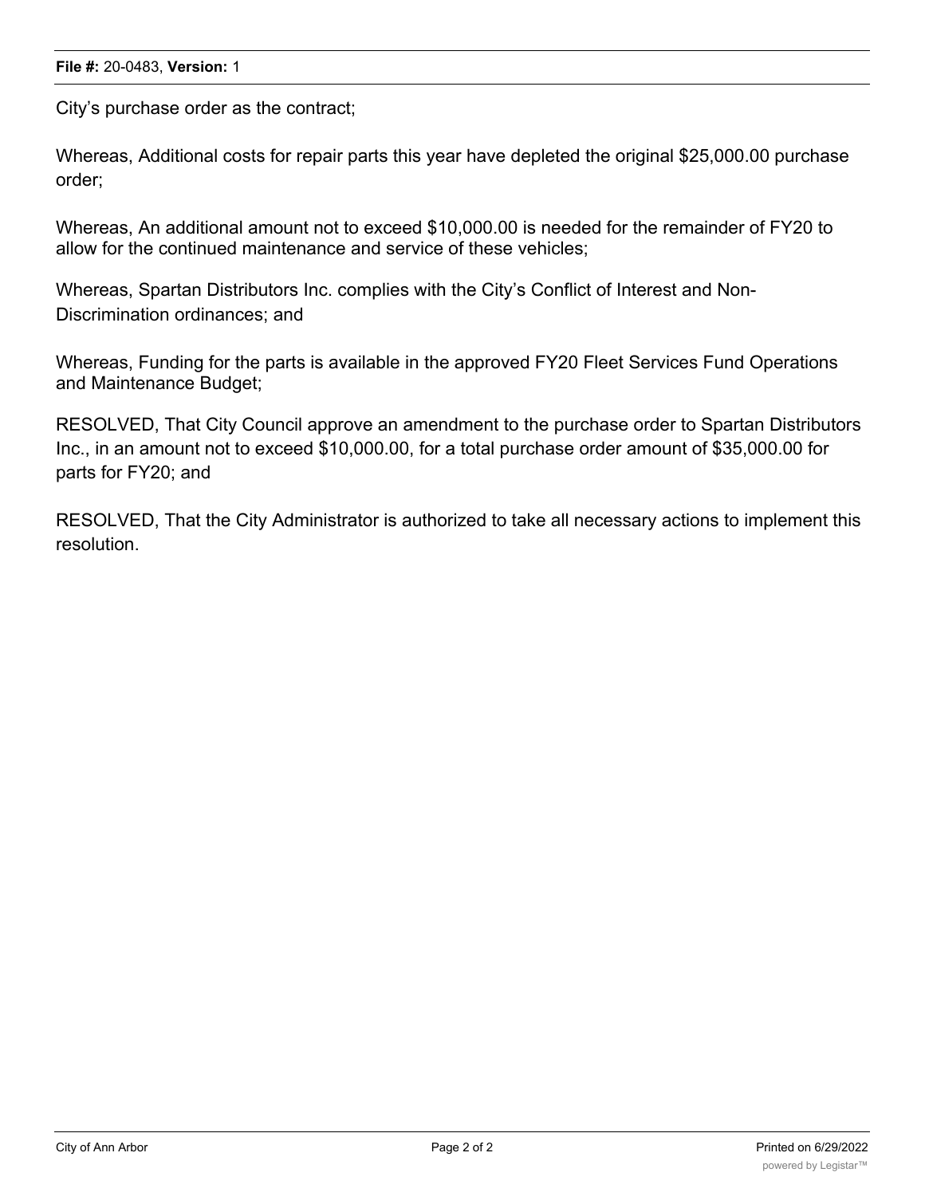City's purchase order as the contract;

Whereas, Additional costs for repair parts this year have depleted the original $25,000.00 purchase order;

Whereas, An additional amount not to exceed $10,000.00 is needed for the remainder of FY20 to allow for the continued maintenance and service of these vehicles;

Whereas, Spartan Distributors Inc. complies with the City's Conflict of Interest and Non-Discrimination ordinances; and

Whereas, Funding for the parts is available in the approved FY20 Fleet Services Fund Operations and Maintenance Budget;

RESOLVED, That City Council approve an amendment to the purchase order to Spartan Distributors Inc., in an amount not to exceed $10,000.00, for a total purchase order amount of $35,000.00 for parts for FY20; and

RESOLVED, That the City Administrator is authorized to take all necessary actions to implement this resolution.